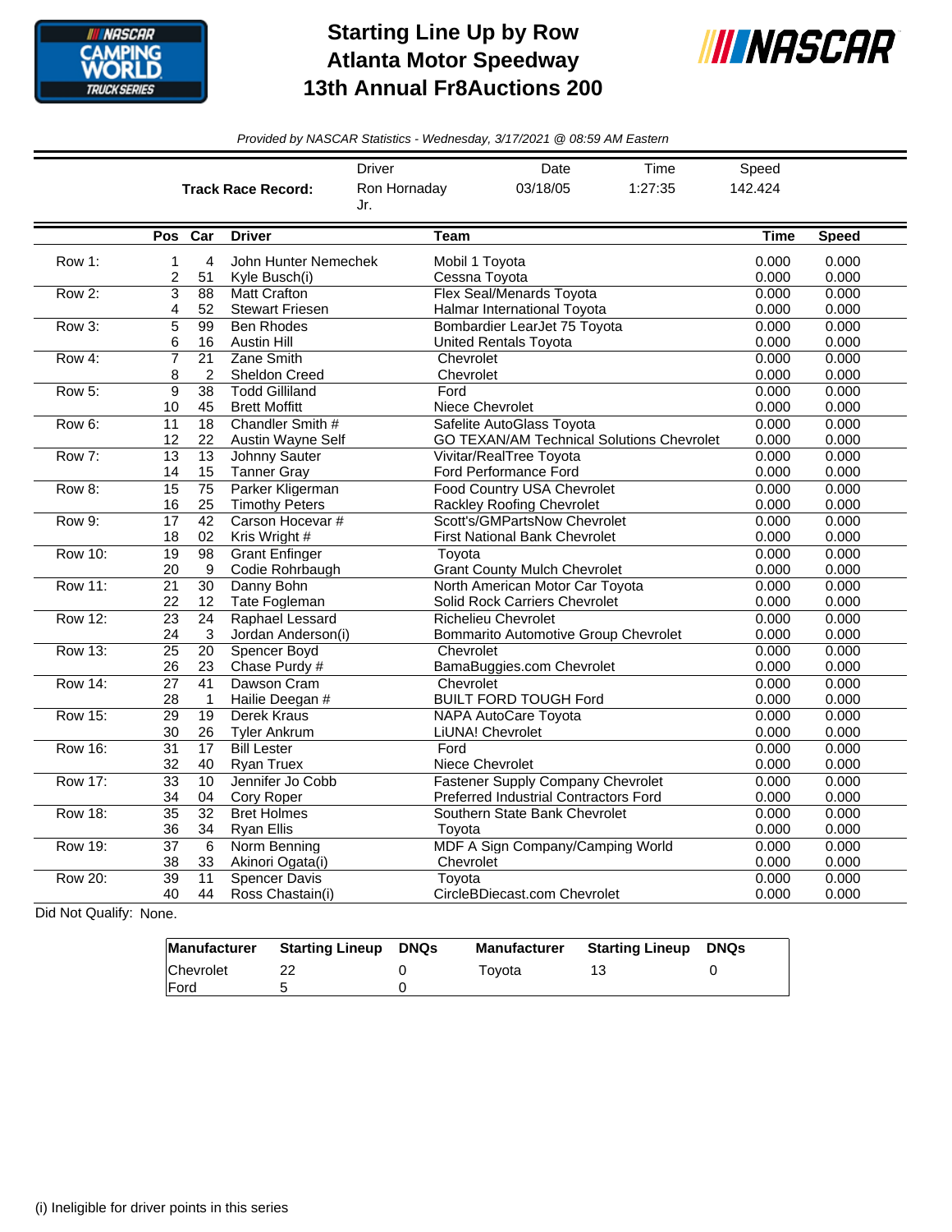# Starting Line Up by Row
# Atlanta Motor Speedway
# 13th Annual Fr8Auctions 200

*Provided by NASCAR Statistics - Wednesday, 3/17/2021 @ 08:59 AM Eastern*

| | Driver | Date | Time | Speed |
|---|---|---|---|---|
| **Track Race Record:** | Ron Hornaday Jr. | 03/18/05 | 1:27:35 | 142.424 |

| | Pos | Car | Driver | Team | Time | Speed |
|---|---|---|---|---|---|---|
| Row 1: | 1 | 4 | John Hunter Nemechek | Mobil 1 Toyota | 0.000 | 0.000 |
| | 2 | 51 | Kyle Busch(i) | Cessna Toyota | 0.000 | 0.000 |
| Row 2: | 3 | 88 | Matt Crafton | Flex Seal/Menards Toyota | 0.000 | 0.000 |
| | 4 | 52 | Stewart Friesen | Halmar International Toyota | 0.000 | 0.000 |
| Row 3: | 5 | 99 | Ben Rhodes | Bombardier LearJet 75 Toyota | 0.000 | 0.000 |
| | 6 | 16 | Austin Hill | United Rentals Toyota | 0.000 | 0.000 |
| Row 4: | 7 | 21 | Zane Smith | Chevrolet | 0.000 | 0.000 |
| | 8 | 2 | Sheldon Creed | Chevrolet | 0.000 | 0.000 |
| Row 5: | 9 | 38 | Todd Gilliland | Ford | 0.000 | 0.000 |
| | 10 | 45 | Brett Moffitt | Niece Chevrolet | 0.000 | 0.000 |
| Row 6: | 11 | 18 | Chandler Smith # | Safelite AutoGlass Toyota | 0.000 | 0.000 |
| | 12 | 22 | Austin Wayne Self | GO TEXAN/AM Technical Solutions Chevrolet | 0.000 | 0.000 |
| Row 7: | 13 | 13 | Johnny Sauter | Vivitar/RealTree Toyota | 0.000 | 0.000 |
| | 14 | 15 | Tanner Gray | Ford Performance Ford | 0.000 | 0.000 |
| Row 8: | 15 | 75 | Parker Kligerman | Food Country USA Chevrolet | 0.000 | 0.000 |
| | 16 | 25 | Timothy Peters | Rackley Roofing Chevrolet | 0.000 | 0.000 |
| Row 9: | 17 | 42 | Carson Hocevar # | Scott's/GMPartsNow Chevrolet | 0.000 | 0.000 |
| | 18 | 02 | Kris Wright # | First National Bank Chevrolet | 0.000 | 0.000 |
| Row 10: | 19 | 98 | Grant Enfinger | Toyota | 0.000 | 0.000 |
| | 20 | 9 | Codie Rohrbaugh | Grant County Mulch Chevrolet | 0.000 | 0.000 |
| Row 11: | 21 | 30 | Danny Bohn | North American Motor Car Toyota | 0.000 | 0.000 |
| | 22 | 12 | Tate Fogleman | Solid Rock Carriers Chevrolet | 0.000 | 0.000 |
| Row 12: | 23 | 24 | Raphael Lessard | Richelieu Chevrolet | 0.000 | 0.000 |
| | 24 | 3 | Jordan Anderson(i) | Bommarito Automotive Group Chevrolet | 0.000 | 0.000 |
| Row 13: | 25 | 20 | Spencer Boyd | Chevrolet | 0.000 | 0.000 |
| | 26 | 23 | Chase Purdy # | BamaBuggies.com Chevrolet | 0.000 | 0.000 |
| Row 14: | 27 | 41 | Dawson Cram | Chevrolet | 0.000 | 0.000 |
| | 28 | 1 | Hailie Deegan # | BUILT FORD TOUGH Ford | 0.000 | 0.000 |
| Row 15: | 29 | 19 | Derek Kraus | NAPA AutoCare Toyota | 0.000 | 0.000 |
| | 30 | 26 | Tyler Ankrum | LiUNA! Chevrolet | 0.000 | 0.000 |
| Row 16: | 31 | 17 | Bill Lester | Ford | 0.000 | 0.000 |
| | 32 | 40 | Ryan Truex | Niece Chevrolet | 0.000 | 0.000 |
| Row 17: | 33 | 10 | Jennifer Jo Cobb | Fastener Supply Company Chevrolet | 0.000 | 0.000 |
| | 34 | 04 | Cory Roper | Preferred Industrial Contractors Ford | 0.000 | 0.000 |
| Row 18: | 35 | 32 | Bret Holmes | Southern State Bank Chevrolet | 0.000 | 0.000 |
| | 36 | 34 | Ryan Ellis | Toyota | 0.000 | 0.000 |
| Row 19: | 37 | 6 | Norm Benning | MDF A Sign Company/Camping World | 0.000 | 0.000 |
| | 38 | 33 | Akinori Ogata(i) | Chevrolet | 0.000 | 0.000 |
| Row 20: | 39 | 11 | Spencer Davis | Toyota | 0.000 | 0.000 |
| | 40 | 44 | Ross Chastain(i) | CircleBDiecast.com Chevrolet | 0.000 | 0.000 |

Did Not Qualify: None.

| Manufacturer | Starting Lineup | DNQs | Manufacturer | Starting Lineup | DNQs |
|---|---|---|---|---|---|
| Chevrolet | 22 | 0 | Toyota | 13 | 0 |
| Ford | 5 | 0 | | | |

(i) Ineligible for driver points in this series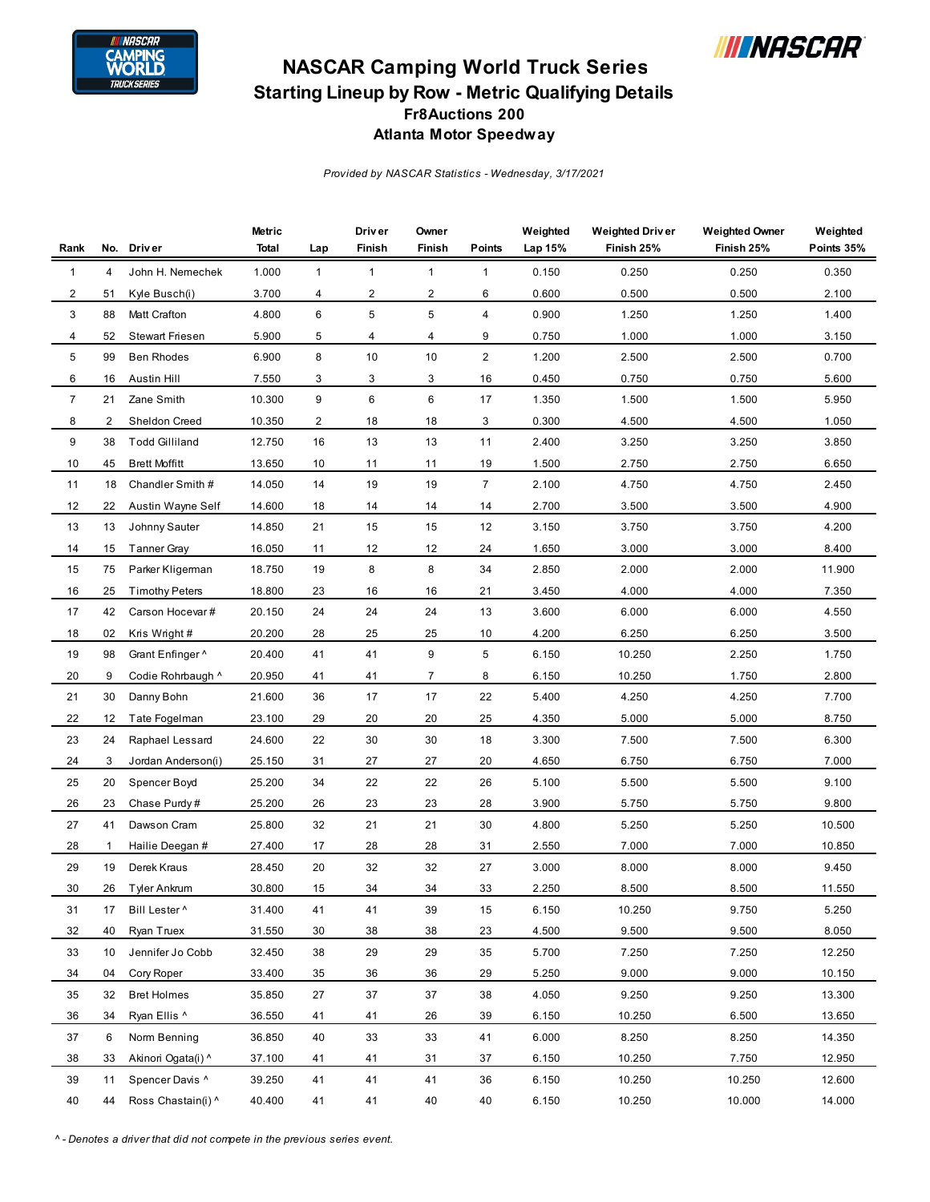# NASCAR Camping World Truck Series

## Starting Lineup by Row - Metric Qualifying Details

### Fr8Auctions 200

### Atlanta Motor Speedway

*Provided by NASCAR Statistics - Wednesday, 3/17/2021*

| Rank | No. | Driver | Metric Total | Lap | Driver Finish | Owner Finish | Points | Weighted Lap 15% | Weighted Driver Finish 25% | Weighted Owner Finish 25% | Weighted Points 35% |
|---|---|---|---|---|---|---|---|---|---|---|---|
| 1 | 4 | John H. Nemechek | 1.000 | 1 | 1 | 1 | 1 | 0.150 | 0.250 | 0.250 | 0.350 |
| 2 | 51 | Kyle Busch(i) | 3.700 | 4 | 2 | 2 | 6 | 0.600 | 0.500 | 0.500 | 2.100 |
| 3 | 88 | Matt Crafton | 4.800 | 6 | 5 | 5 | 4 | 0.900 | 1.250 | 1.250 | 1.400 |
| 4 | 52 | Stewart Friesen | 5.900 | 5 | 4 | 4 | 9 | 0.750 | 1.000 | 1.000 | 3.150 |
| 5 | 99 | Ben Rhodes | 6.900 | 8 | 10 | 10 | 2 | 1.200 | 2.500 | 2.500 | 0.700 |
| 6 | 16 | Austin Hill | 7.550 | 3 | 3 | 3 | 16 | 0.450 | 0.750 | 0.750 | 5.600 |
| 7 | 21 | Zane Smith | 10.300 | 9 | 6 | 6 | 17 | 1.350 | 1.500 | 1.500 | 5.950 |
| 8 | 2 | Sheldon Creed | 10.350 | 2 | 18 | 18 | 3 | 0.300 | 4.500 | 4.500 | 1.050 |
| 9 | 38 | Todd Gilliland | 12.750 | 16 | 13 | 13 | 11 | 2.400 | 3.250 | 3.250 | 3.850 |
| 10 | 45 | Brett Moffitt | 13.650 | 10 | 11 | 11 | 19 | 1.500 | 2.750 | 2.750 | 6.650 |
| 11 | 18 | Chandler Smith # | 14.050 | 14 | 19 | 19 | 7 | 2.100 | 4.750 | 4.750 | 2.450 |
| 12 | 22 | Austin Wayne Self | 14.600 | 18 | 14 | 14 | 14 | 2.700 | 3.500 | 3.500 | 4.900 |
| 13 | 13 | Johnny Sauter | 14.850 | 21 | 15 | 15 | 12 | 3.150 | 3.750 | 3.750 | 4.200 |
| 14 | 15 | Tanner Gray | 16.050 | 11 | 12 | 12 | 24 | 1.650 | 3.000 | 3.000 | 8.400 |
| 15 | 75 | Parker Kligerman | 18.750 | 19 | 8 | 8 | 34 | 2.850 | 2.000 | 2.000 | 11.900 |
| 16 | 25 | Timothy Peters | 18.800 | 23 | 16 | 16 | 21 | 3.450 | 4.000 | 4.000 | 7.350 |
| 17 | 42 | Carson Hocevar # | 20.150 | 24 | 24 | 24 | 13 | 3.600 | 6.000 | 6.000 | 4.550 |
| 18 | 02 | Kris Wright # | 20.200 | 28 | 25 | 25 | 10 | 4.200 | 6.250 | 6.250 | 3.500 |
| 19 | 98 | Grant Enfinger ^ | 20.400 | 41 | 41 | 9 | 5 | 6.150 | 10.250 | 2.250 | 1.750 |
| 20 | 9 | Codie Rohrbaugh ^ | 20.950 | 41 | 41 | 7 | 8 | 6.150 | 10.250 | 1.750 | 2.800 |
| 21 | 30 | Danny Bohn | 21.600 | 36 | 17 | 17 | 22 | 5.400 | 4.250 | 4.250 | 7.700 |
| 22 | 12 | Tate Fogelman | 23.100 | 29 | 20 | 20 | 25 | 4.350 | 5.000 | 5.000 | 8.750 |
| 23 | 24 | Raphael Lessard | 24.600 | 22 | 30 | 30 | 18 | 3.300 | 7.500 | 7.500 | 6.300 |
| 24 | 3 | Jordan Anderson(i) | 25.150 | 31 | 27 | 27 | 20 | 4.650 | 6.750 | 6.750 | 7.000 |
| 25 | 20 | Spencer Boyd | 25.200 | 34 | 22 | 22 | 26 | 5.100 | 5.500 | 5.500 | 9.100 |
| 26 | 23 | Chase Purdy # | 25.200 | 26 | 23 | 23 | 28 | 3.900 | 5.750 | 5.750 | 9.800 |
| 27 | 41 | Dawson Cram | 25.800 | 32 | 21 | 21 | 30 | 4.800 | 5.250 | 5.250 | 10.500 |
| 28 | 1 | Hailie Deegan # | 27.400 | 17 | 28 | 28 | 31 | 2.550 | 7.000 | 7.000 | 10.850 |
| 29 | 19 | Derek Kraus | 28.450 | 20 | 32 | 32 | 27 | 3.000 | 8.000 | 8.000 | 9.450 |
| 30 | 26 | Tyler Ankrum | 30.800 | 15 | 34 | 34 | 33 | 2.250 | 8.500 | 8.500 | 11.550 |
| 31 | 17 | Bill Lester ^ | 31.400 | 41 | 41 | 39 | 15 | 6.150 | 10.250 | 9.750 | 5.250 |
| 32 | 40 | Ryan Truex | 31.550 | 30 | 38 | 38 | 23 | 4.500 | 9.500 | 9.500 | 8.050 |
| 33 | 10 | Jennifer Jo Cobb | 32.450 | 38 | 29 | 29 | 35 | 5.700 | 7.250 | 7.250 | 12.250 |
| 34 | 04 | Cory Roper | 33.400 | 35 | 36 | 36 | 29 | 5.250 | 9.000 | 9.000 | 10.150 |
| 35 | 32 | Bret Holmes | 35.850 | 27 | 37 | 37 | 38 | 4.050 | 9.250 | 9.250 | 13.300 |
| 36 | 34 | Ryan Ellis ^ | 36.550 | 41 | 41 | 26 | 39 | 6.150 | 10.250 | 6.500 | 13.650 |
| 37 | 6 | Norm Benning | 36.850 | 40 | 33 | 33 | 41 | 6.000 | 8.250 | 8.250 | 14.350 |
| 38 | 33 | Akinori Ogata(i) ^ | 37.100 | 41 | 41 | 31 | 37 | 6.150 | 10.250 | 7.750 | 12.950 |
| 39 | 11 | Spencer Davis ^ | 39.250 | 41 | 41 | 41 | 36 | 6.150 | 10.250 | 10.250 | 12.600 |
| 40 | 44 | Ross Chastain(i) ^ | 40.400 | 41 | 41 | 40 | 40 | 6.150 | 10.250 | 10.000 | 14.000 |

*^ - Denotes a driver that did not compete in the previous series event.*